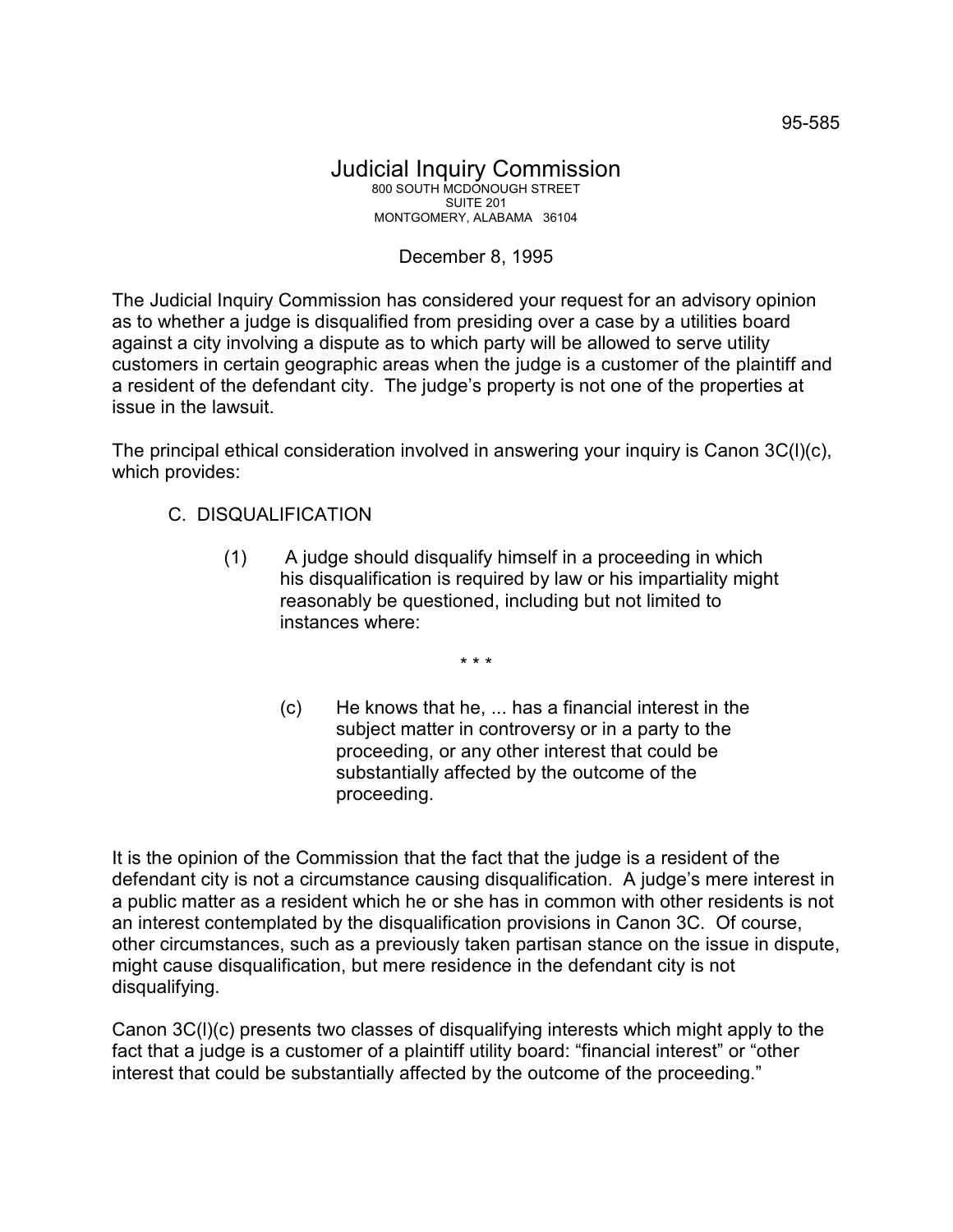95-585

# Judicial Inquiry Commission

800 SOUTH MCDONOUGH STREET
SUITE 201
MONTGOMERY, ALABAMA 36104

December 8, 1995

The Judicial Inquiry Commission has considered your request for an advisory opinion as to whether a judge is disqualified from presiding over a case by a utilities board against a city involving a dispute as to which party will be allowed to serve utility customers in certain geographic areas when the judge is a customer of the plaintiff and a resident of the defendant city. The judge's property is not one of the properties at issue in the lawsuit.

The principal ethical consideration involved in answering your inquiry is Canon 3C(l)(c), which provides:

> C. DISQUALIFICATION
>
> (1) A judge should disqualify himself in a proceeding in which his disqualification is required by law or his impartiality might reasonably be questioned, including but not limited to instances where:
>
> \* \* \*
>
> (c) He knows that he, ... has a financial interest in the subject matter in controversy or in a party to the proceeding, or any other interest that could be substantially affected by the outcome of the proceeding.

It is the opinion of the Commission that the fact that the judge is a resident of the defendant city is not a circumstance causing disqualification. A judge's mere interest in a public matter as a resident which he or she has in common with other residents is not an interest contemplated by the disqualification provisions in Canon 3C. Of course, other circumstances, such as a previously taken partisan stance on the issue in dispute, might cause disqualification, but mere residence in the defendant city is not disqualifying.

Canon 3C(l)(c) presents two classes of disqualifying interests which might apply to the fact that a judge is a customer of a plaintiff utility board: "financial interest" or "other interest that could be substantially affected by the outcome of the proceeding."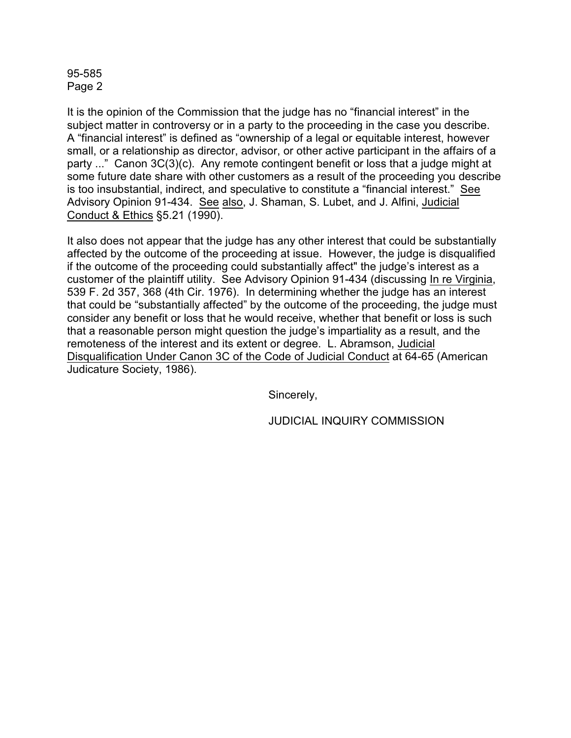It is the opinion of the Commission that the judge has no "financial interest" in the subject matter in controversy or in a party to the proceeding in the case you describe. A "financial interest" is defined as "ownership of a legal or equitable interest, however small, or a relationship as director, advisor, or other active participant in the affairs of a party ..." Canon 3C(3)(c). Any remote contingent benefit or loss that a judge might at some future date share with other customers as a result of the proceeding you describe is too insubstantial, indirect, and speculative to constitute a "financial interest." See Advisory Opinion 91-434. See also, J. Shaman, S. Lubet, and J. Alfini, Judicial Conduct & Ethics §5.21 (1990).

It also does not appear that the judge has any other interest that could be substantially affected by the outcome of the proceeding at issue. However, the judge is disqualified if the outcome of the proceeding could substantially affect" the judge's interest as a customer of the plaintiff utility. See Advisory Opinion 91-434 (discussing In re Virginia, 539 F. 2d 357, 368 (4th Cir. 1976). In determining whether the judge has an interest that could be "substantially affected" by the outcome of the proceeding, the judge must consider any benefit or loss that he would receive, whether that benefit or loss is such that a reasonable person might question the judge's impartiality as a result, and the remoteness of the interest and its extent or degree. L. Abramson, Judicial Disqualification Under Canon 3C of the Code of Judicial Conduct at 64-65 (American Judicature Society, 1986).

Sincerely,

JUDICIAL INQUIRY COMMISSION